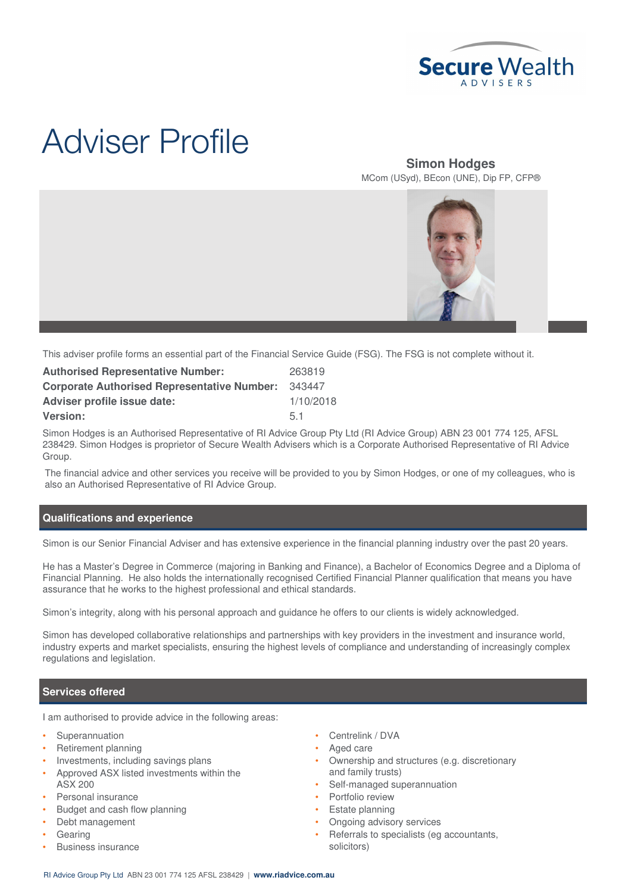Secure Wealth ADVISERS

# Adviser Profile

**Simon Hodges**
MCom (USyd), BEcon (UNE), Dip FP, CFP®

This adviser profile forms an essential part of the Financial Service Guide (FSG). The FSG is not complete without it.

| | |
|---|---|
| **Authorised Representative Number:** | 263819 |
| **Corporate Authorised Representative Number:** | 343447 |
| **Adviser profile issue date:** | 1/10/2018 |
| **Version:** | 5.1 |

Simon Hodges is an Authorised Representative of RI Advice Group Pty Ltd (RI Advice Group) ABN 23 001 774 125, AFSL 238429. Simon Hodges is proprietor of Secure Wealth Advisers which is a Corporate Authorised Representative of RI Advice Group.

The financial advice and other services you receive will be provided to you by Simon Hodges, or one of my colleagues, who is also an Authorised Representative of RI Advice Group.

## Qualifications and experience

Simon is our Senior Financial Adviser and has extensive experience in the financial planning industry over the past 20 years.

He has a Master's Degree in Commerce (majoring in Banking and Finance), a Bachelor of Economics Degree and a Diploma of Financial Planning. He also holds the internationally recognised Certified Financial Planner qualification that means you have assurance that he works to the highest professional and ethical standards.

Simon's integrity, along with his personal approach and guidance he offers to our clients is widely acknowledged.

Simon has developed collaborative relationships and partnerships with key providers in the investment and insurance world, industry experts and market specialists, ensuring the highest levels of compliance and understanding of increasingly complex regulations and legislation.

## Services offered

I am authorised to provide advice in the following areas:

- Superannuation
- Retirement planning
- Investments, including savings plans
- Approved ASX listed investments within the ASX 200
- Personal insurance
- Budget and cash flow planning
- Debt management
- Gearing
- Business insurance
- Centrelink / DVA
- Aged care
- Ownership and structures (e.g. discretionary and family trusts)
- Self-managed superannuation
- Portfolio review
- Estate planning
- Ongoing advisory services
- Referrals to specialists (eg accountants, solicitors)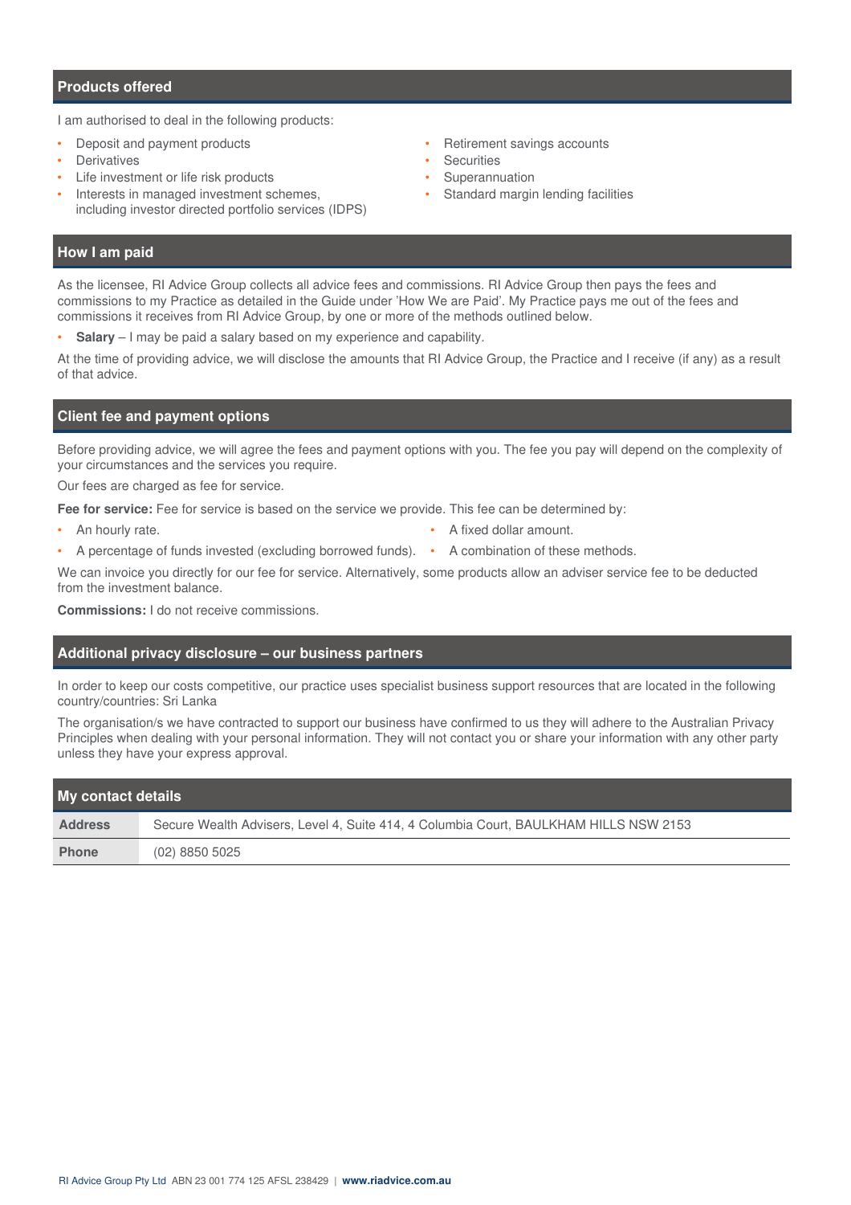## Products offered

I am authorised to deal in the following products:

- Deposit and payment products
- Derivatives
- Life investment or life risk products
- Interests in managed investment schemes, including investor directed portfolio services (IDPS)
- Retirement savings accounts
- Securities
- Superannuation
- Standard margin lending facilities

## How I am paid

As the licensee, RI Advice Group collects all advice fees and commissions. RI Advice Group then pays the fees and commissions to my Practice as detailed in the Guide under 'How We are Paid'. My Practice pays me out of the fees and commissions it receives from RI Advice Group, by one or more of the methods outlined below.

- **Salary** – I may be paid a salary based on my experience and capability.

At the time of providing advice, we will disclose the amounts that RI Advice Group, the Practice and I receive (if any) as a result of that advice.

## Client fee and payment options

Before providing advice, we will agree the fees and payment options with you. The fee you pay will depend on the complexity of your circumstances and the services you require.

Our fees are charged as fee for service.

**Fee for service:** Fee for service is based on the service we provide. This fee can be determined by:

- An hourly rate.
- A percentage of funds invested (excluding borrowed funds).
- A fixed dollar amount.
- A combination of these methods.

We can invoice you directly for our fee for service. Alternatively, some products allow an adviser service fee to be deducted from the investment balance.

**Commissions:** I do not receive commissions.

## Additional privacy disclosure – our business partners

In order to keep our costs competitive, our practice uses specialist business support resources that are located in the following country/countries: Sri Lanka

The organisation/s we have contracted to support our business have confirmed to us they will adhere to the Australian Privacy Principles when dealing with your personal information. They will not contact you or share your information with any other party unless they have your express approval.

## My contact details

| | |
|---|---|
| **Address** | Secure Wealth Advisers, Level 4, Suite 414, 4 Columbia Court, BAULKHAM HILLS NSW 2153 |
| **Phone** | (02) 8850 5025 |

RI Advice Group Pty Ltd ABN 23 001 774 125 AFSL 238429 | **www.riadvice.com.au**